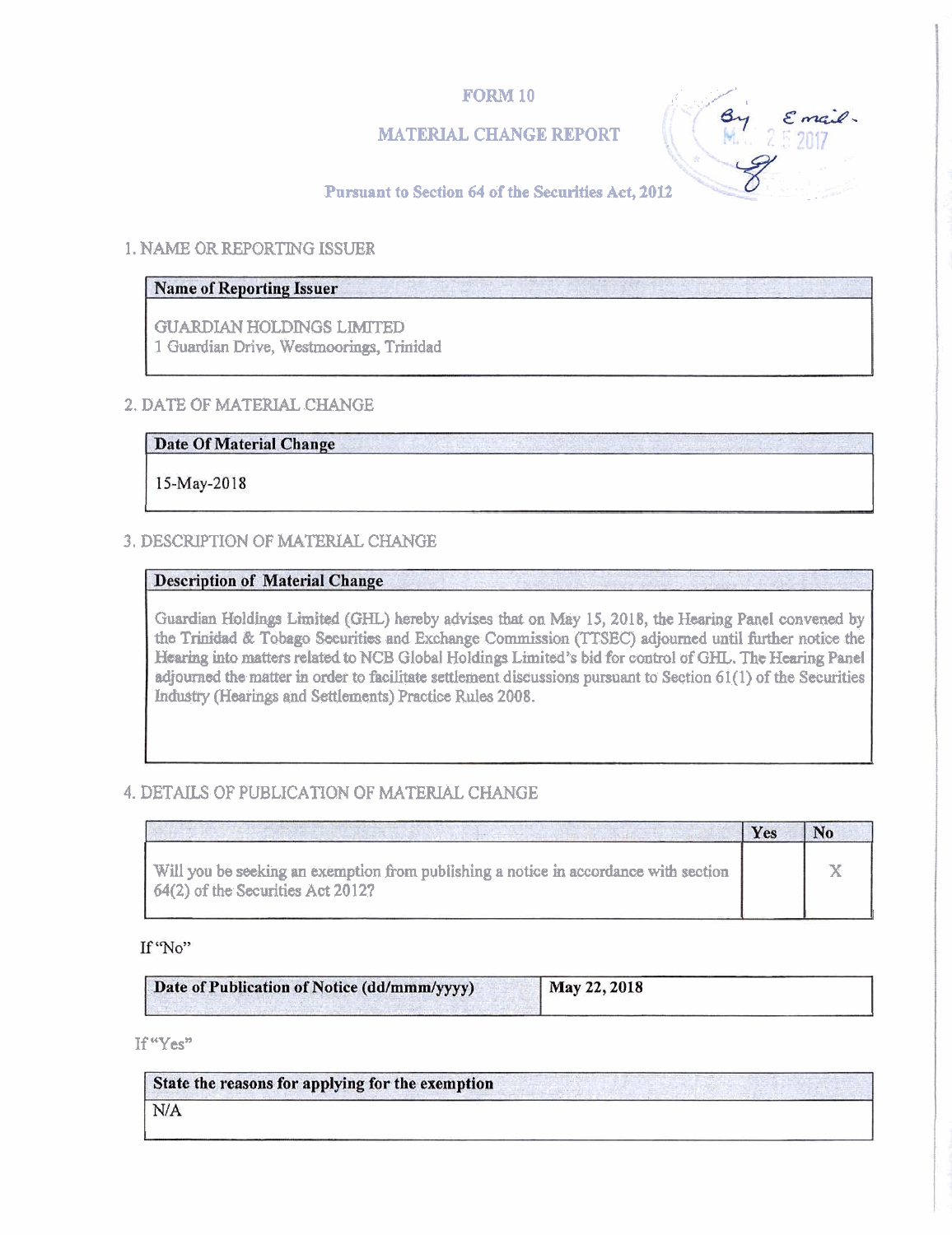# FORM 10

## MATERIAL CHANGE REPORT

### Pursuant to Section 64 of the Securities Act, 2012

By Email.

1. NAME OR REPORTING ISSUER

| Name of Reporting Issuer |
| --- |
| GUARDIAN HOLDINGS LIMITED<br>1 Guardian Drive, Westmoorings, Trinidad |

2. DATE OF MATERIAL CHANGE

| Date Of Material Change |
| --- |
| 15-May-2018 |

3. DESCRIPTION OF MATERIAL CHANGE

| Description of Material Change |
| --- |
| Guardian Holdings Limited (GHL) hereby advises that on May 15, 2018, the Hearing Panel convened by the Trinidad & Tobago Securities and Exchange Commission (TTSEC) adjourned until further notice the Hearing into matters related to NCB Global Holdings Limited's bid for control of GHL. The Hearing Panel adjourned the matter in order to facilitate settlement discussions pursuant to Section 61(1) of the Securities Industry (Hearings and Settlements) Practice Rules 2008. |

4. DETAILS OF PUBLICATION OF MATERIAL CHANGE

| | Yes | No |
| --- | --- | --- |
| Will you be seeking an exemption from publishing a notice in accordance with section 64(2) of the Securities Act 2012? | | X |

If "No"

| Date of Publication of Notice (dd/mmm/yyyy) | May 22, 2018 |
| --- | --- |

If "Yes"

| State the reasons for applying for the exemption |
| --- |
| N/A |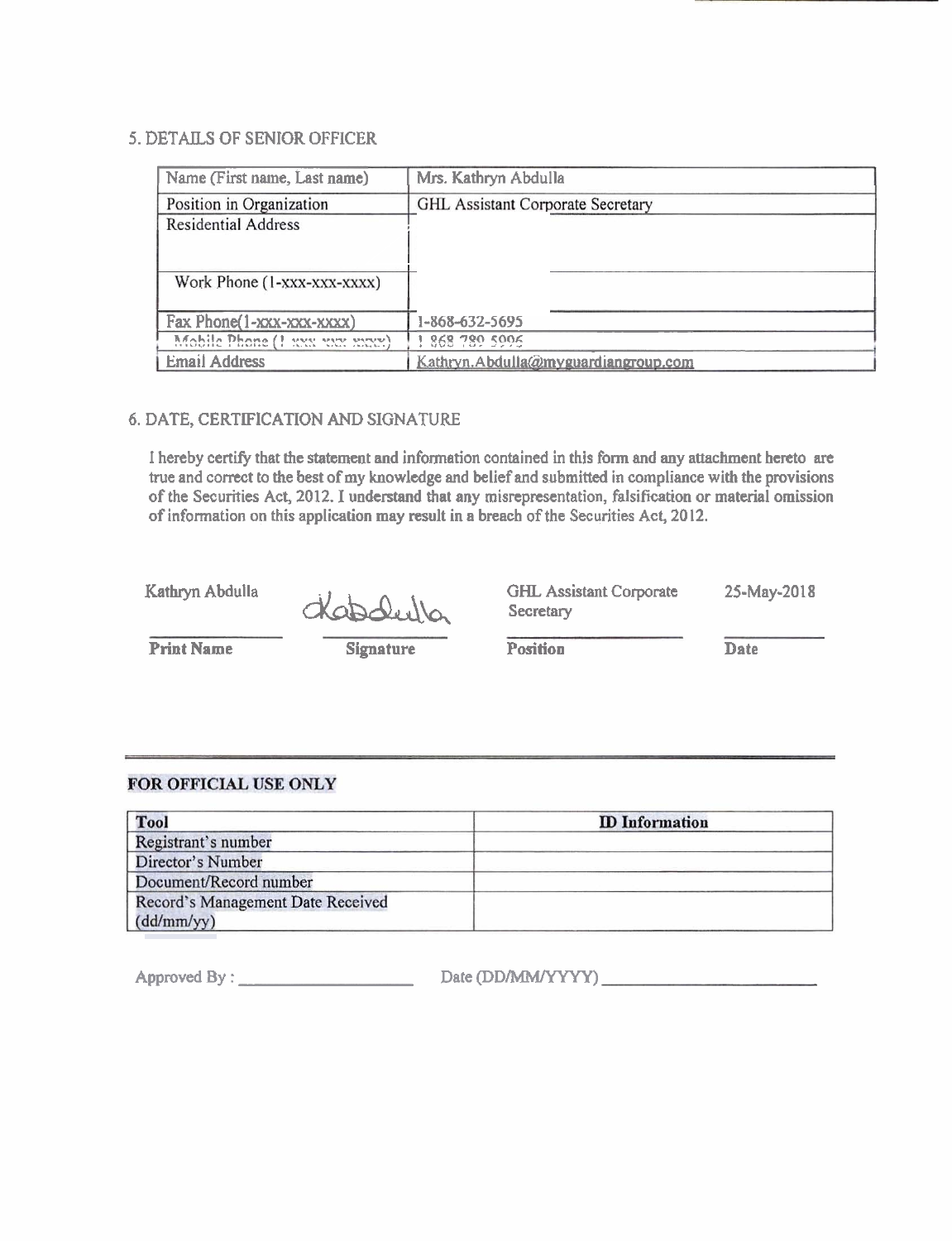## 5. DETAILS OF SENIOR OFFICER

| | |
|---|---|
| Name (First name, Last name) | Mrs. Kathryn Abdulla |
| Position in Organization | GHL Assistant Corporate Secretary |
| Residential Address | |
| Work Phone (1-xxx-xxx-xxxx) | |
| Fax Phone(1-xxx-xxx-xxxx) | 1-868-632-5695 |
| Mobile Phone (1-xxx-xxx-xxxx) | 1 868 789 5996 |
| Email Address | Kathryn.Abdulla@myguardiangroup.com |

## 6. DATE, CERTIFICATION AND SIGNATURE

I hereby certify that the statement and information contained in this form and any attachment hereto are true and correct to the best of my knowledge and belief and submitted in compliance with the provisions of the Securities Act, 2012. I understand that any misrepresentation, falsification or material omission of information on this application may result in a breach of the Securities Act, 2012.

| Kathryn Abdulla | KAbdulla | GHL Assistant Corporate Secretary | 25-May-2018 |
|---|---|---|---|
| **Print Name** | **Signature** | **Position** | **Date** |

---

**FOR OFFICIAL USE ONLY**

| Tool | ID Information |
|---|---|
| Registrant's number | |
| Director's Number | |
| Document/Record number | |
| Record's Management Date Received (dd/mm/yy) | |

Approved By : ____________________ Date (DD/MM/YYYY) ________________________